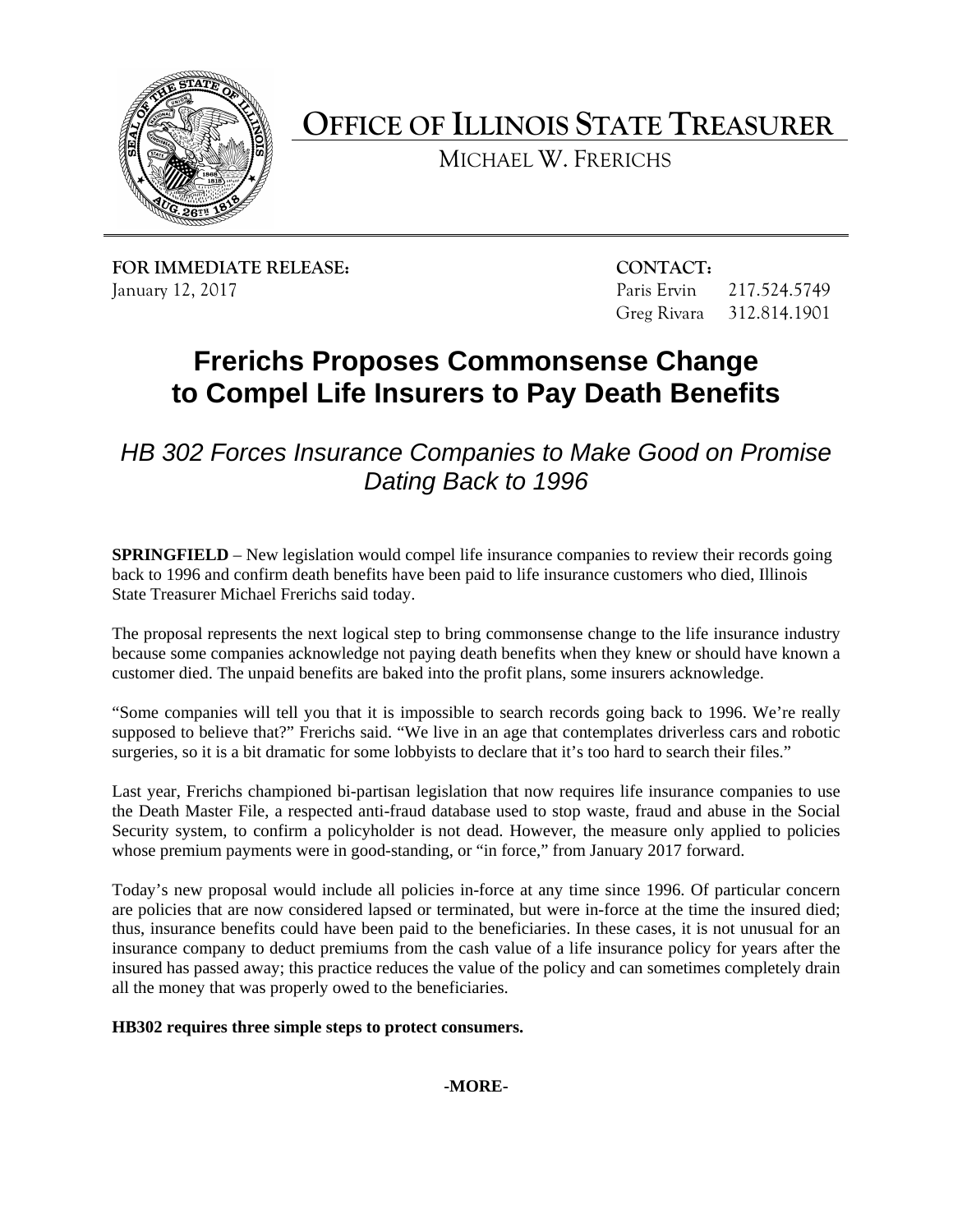# OFFICE OF ILLINOIS STATE TREASURER

MICHAEL W. FRERICHS

**FOR IMMEDIATE RELEASE:**
January 12, 2017

**CONTACT:**
Paris Ervin 217.524.5749
Greg Rivara 312.814.1901

## Frerichs Proposes Commonsense Change to Compel Life Insurers to Pay Death Benefits

### *HB 302 Forces Insurance Companies to Make Good on Promise Dating Back to 1996*

**SPRINGFIELD** – New legislation would compel life insurance companies to review their records going back to 1996 and confirm death benefits have been paid to life insurance customers who died, Illinois State Treasurer Michael Frerichs said today.

The proposal represents the next logical step to bring commonsense change to the life insurance industry because some companies acknowledge not paying death benefits when they knew or should have known a customer died. The unpaid benefits are baked into the profit plans, some insurers acknowledge.

"Some companies will tell you that it is impossible to search records going back to 1996. We're really supposed to believe that?" Frerichs said. "We live in an age that contemplates driverless cars and robotic surgeries, so it is a bit dramatic for some lobbyists to declare that it's too hard to search their files."

Last year, Frerichs championed bi-partisan legislation that now requires life insurance companies to use the Death Master File, a respected anti-fraud database used to stop waste, fraud and abuse in the Social Security system, to confirm a policyholder is not dead. However, the measure only applied to policies whose premium payments were in good-standing, or "in force," from January 2017 forward.

Today's new proposal would include all policies in-force at any time since 1996. Of particular concern are policies that are now considered lapsed or terminated, but were in-force at the time the insured died; thus, insurance benefits could have been paid to the beneficiaries. In these cases, it is not unusual for an insurance company to deduct premiums from the cash value of a life insurance policy for years after the insured has passed away; this practice reduces the value of the policy and can sometimes completely drain all the money that was properly owed to the beneficiaries.

**HB302 requires three simple steps to protect consumers.**

**-MORE-**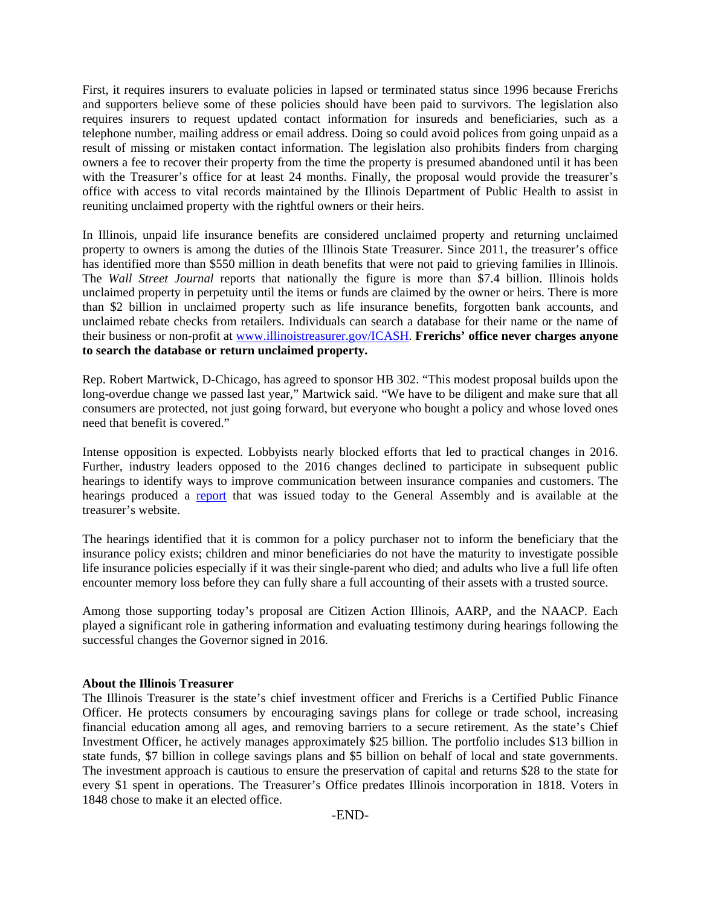First, it requires insurers to evaluate policies in lapsed or terminated status since 1996 because Frerichs and supporters believe some of these policies should have been paid to survivors. The legislation also requires insurers to request updated contact information for insureds and beneficiaries, such as a telephone number, mailing address or email address. Doing so could avoid polices from going unpaid as a result of missing or mistaken contact information. The legislation also prohibits finders from charging owners a fee to recover their property from the time the property is presumed abandoned until it has been with the Treasurer's office for at least 24 months. Finally, the proposal would provide the treasurer's office with access to vital records maintained by the Illinois Department of Public Health to assist in reuniting unclaimed property with the rightful owners or their heirs.

In Illinois, unpaid life insurance benefits are considered unclaimed property and returning unclaimed property to owners is among the duties of the Illinois State Treasurer. Since 2011, the treasurer's office has identified more than $550 million in death benefits that were not paid to grieving families in Illinois. The *Wall Street Journal* reports that nationally the figure is more than $7.4 billion. Illinois holds unclaimed property in perpetuity until the items or funds are claimed by the owner or heirs. There is more than $2 billion in unclaimed property such as life insurance benefits, forgotten bank accounts, and unclaimed rebate checks from retailers. Individuals can search a database for their name or the name of their business or non-profit at [www.illinoistreasurer.gov/ICASH](www.illinoistreasurer.gov/ICASH). **Frerichs' office never charges anyone to search the database or return unclaimed property.**

Rep. Robert Martwick, D-Chicago, has agreed to sponsor HB 302. "This modest proposal builds upon the long-overdue change we passed last year," Martwick said. "We have to be diligent and make sure that all consumers are protected, not just going forward, but everyone who bought a policy and whose loved ones need that benefit is covered."

Intense opposition is expected. Lobbyists nearly blocked efforts that led to practical changes in 2016. Further, industry leaders opposed to the 2016 changes declined to participate in subsequent public hearings to identify ways to improve communication between insurance companies and customers. The hearings produced a report that was issued today to the General Assembly and is available at the treasurer's website.

The hearings identified that it is common for a policy purchaser not to inform the beneficiary that the insurance policy exists; children and minor beneficiaries do not have the maturity to investigate possible life insurance policies especially if it was their single-parent who died; and adults who live a full life often encounter memory loss before they can fully share a full accounting of their assets with a trusted source.

Among those supporting today's proposal are Citizen Action Illinois, AARP, and the NAACP. Each played a significant role in gathering information and evaluating testimony during hearings following the successful changes the Governor signed in 2016.

**About the Illinois Treasurer**

The Illinois Treasurer is the state's chief investment officer and Frerichs is a Certified Public Finance Officer. He protects consumers by encouraging savings plans for college or trade school, increasing financial education among all ages, and removing barriers to a secure retirement. As the state's Chief Investment Officer, he actively manages approximately $25 billion. The portfolio includes $13 billion in state funds, $7 billion in college savings plans and $5 billion on behalf of local and state governments. The investment approach is cautious to ensure the preservation of capital and returns $28 to the state for every $1 spent in operations. The Treasurer's Office predates Illinois incorporation in 1818. Voters in 1848 chose to make it an elected office.

-END-